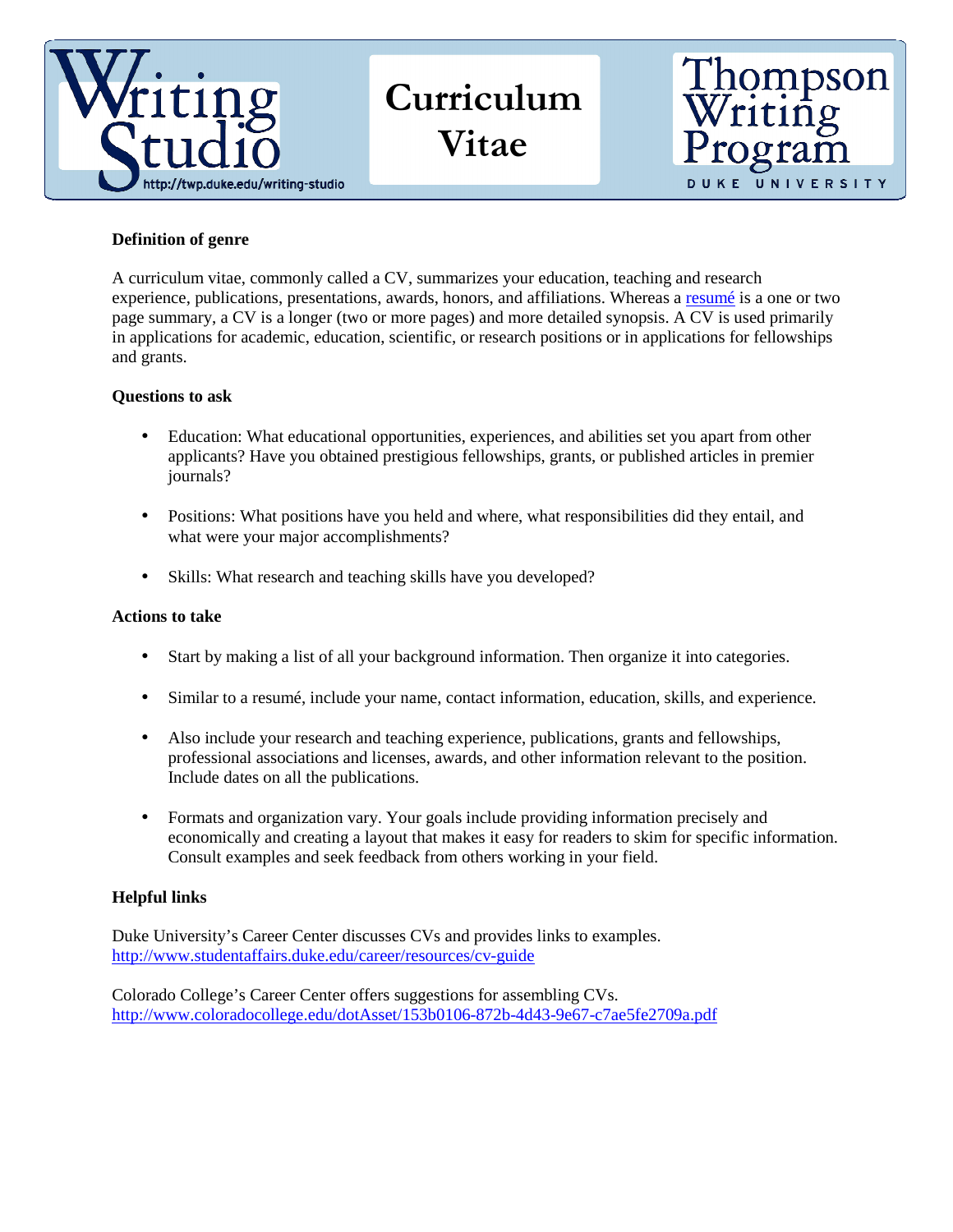# Curriculum Vitae

Writing Studio — http://twp.duke.edu/writing-studio

Thompson Writing Program — Duke University

**Definition of genre**

A curriculum vitae, commonly called a CV, summarizes your education, teaching and research experience, publications, presentations, awards, honors, and affiliations. Whereas a [resumé](resumé) is a one or two page summary, a CV is a longer (two or more pages) and more detailed synopsis. A CV is used primarily in applications for academic, education, scientific, or research positions or in applications for fellowships and grants.

**Questions to ask**

- Education: What educational opportunities, experiences, and abilities set you apart from other applicants? Have you obtained prestigious fellowships, grants, or published articles in premier journals?
- Positions: What positions have you held and where, what responsibilities did they entail, and what were your major accomplishments?
- Skills: What research and teaching skills have you developed?

**Actions to take**

- Start by making a list of all your background information. Then organize it into categories.
- Similar to a resumé, include your name, contact information, education, skills, and experience.
- Also include your research and teaching experience, publications, grants and fellowships, professional associations and licenses, awards, and other information relevant to the position. Include dates on all the publications.
- Formats and organization vary. Your goals include providing information precisely and economically and creating a layout that makes it easy for readers to skim for specific information. Consult examples and seek feedback from others working in your field.

**Helpful links**

Duke University's Career Center discusses CVs and provides links to examples.
http://www.studentaffairs.duke.edu/career/resources/cv-guide

Colorado College's Career Center offers suggestions for assembling CVs.
http://www.coloradocollege.edu/dotAsset/153b0106-872b-4d43-9e67-c7ae5fe2709a.pdf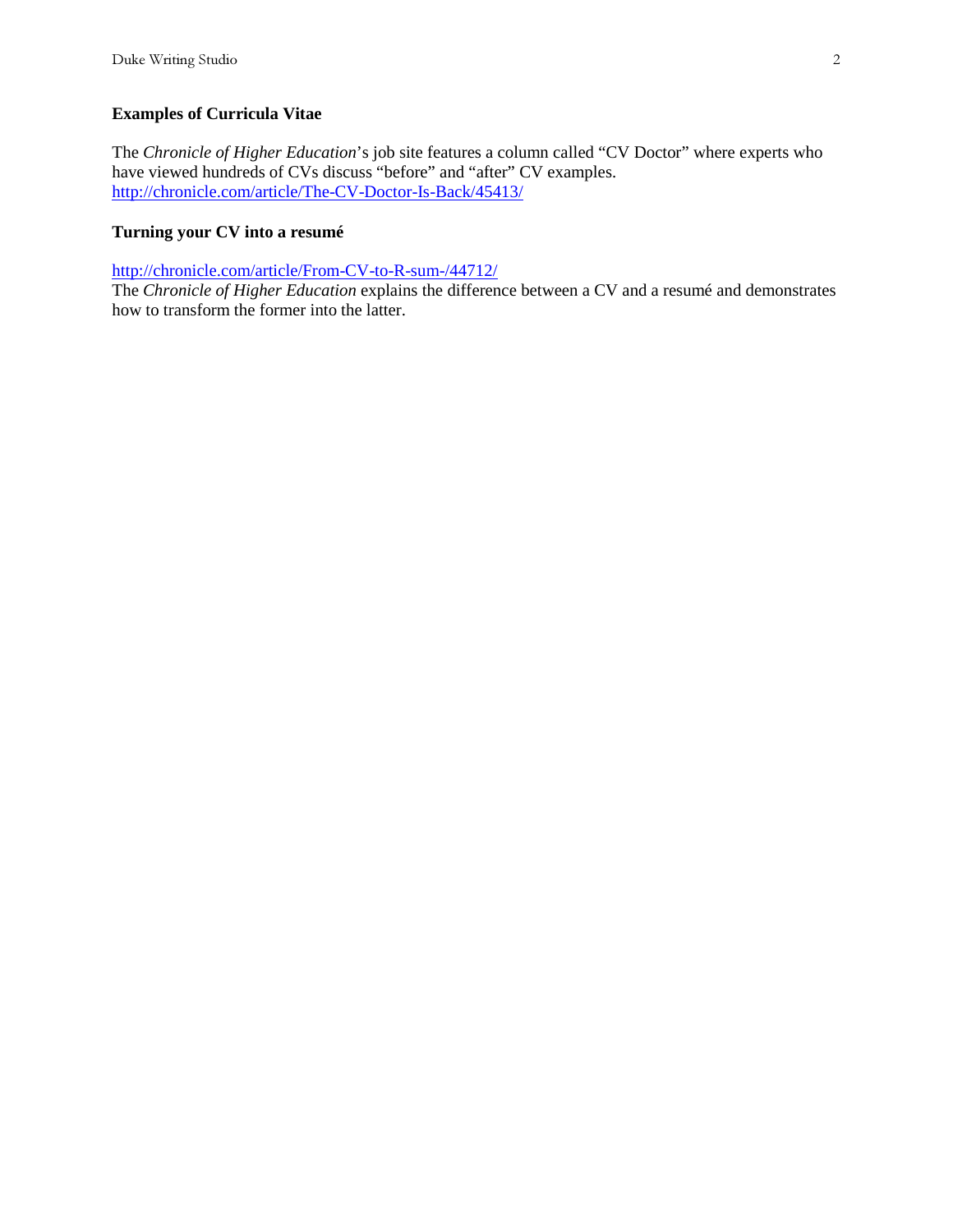**Examples of Curricula Vitae**

The *Chronicle of Higher Education*'s job site features a column called "CV Doctor" where experts who have viewed hundreds of CVs discuss "before" and "after" CV examples.
http://chronicle.com/article/The-CV-Doctor-Is-Back/45413/

**Turning your CV into a resumé**

http://chronicle.com/article/From-CV-to-R-sum-/44712/
The *Chronicle of Higher Education* explains the difference between a CV and a resumé and demonstrates how to transform the former into the latter.